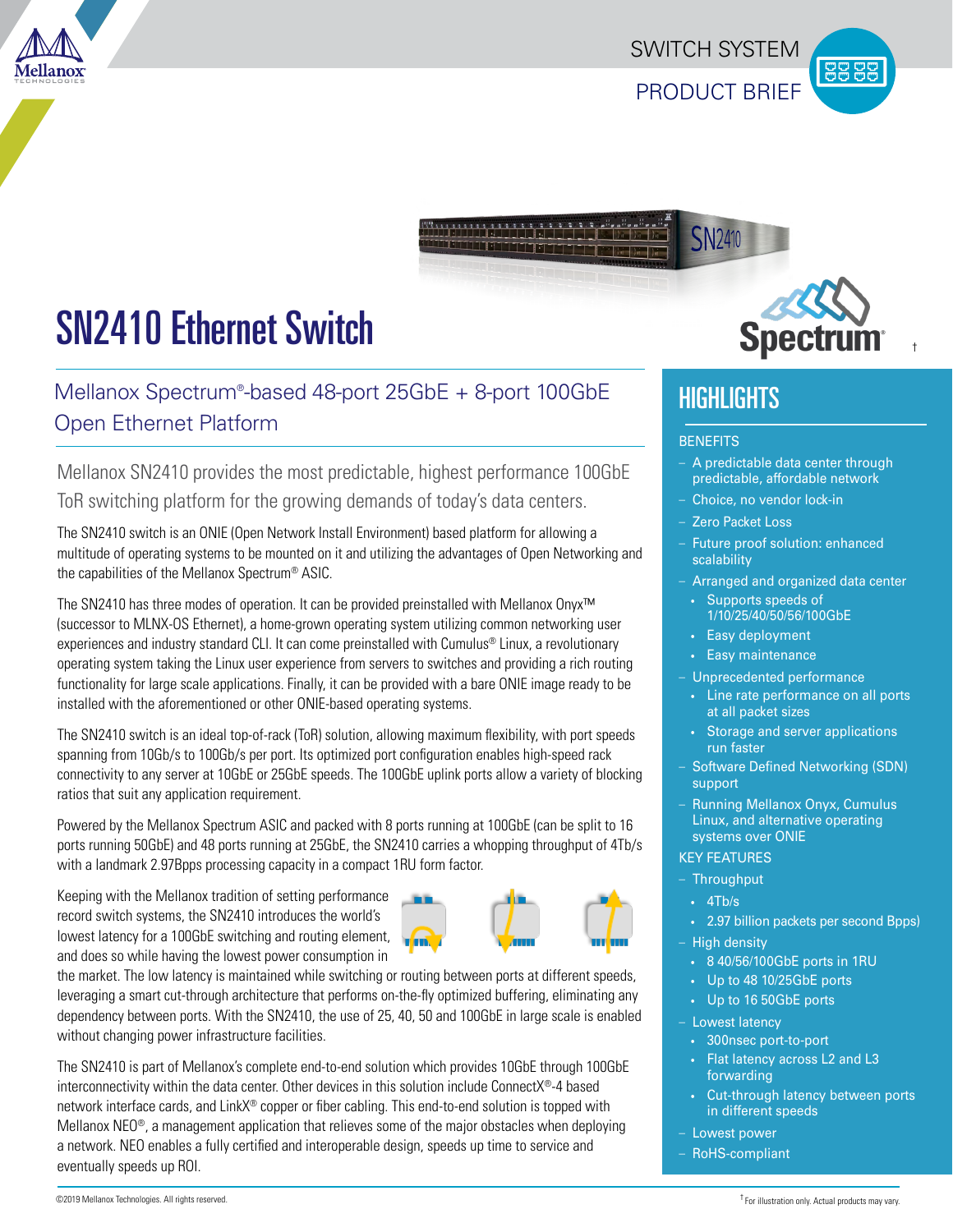SWITCH SYSTEM

PRODUCT BRIEF

# SN2410 Ethernet Switch

## Mellanox Spectrum®-based 48-port 25GbE + 8-port 100GbE Open Ethernet Platform

Mellanox SN2410 provides the most predictable, highest performance 100GbE ToR switching platform for the growing demands of today's data centers.

The SN2410 switch is an ONIE (Open Network Install Environment) based platform for allowing a multitude of operating systems to be mounted on it and utilizing the advantages of Open Networking and the capabilities of the Mellanox Spectrum® ASIC.

The SN2410 has three modes of operation. It can be provided preinstalled with Mellanox Onyx™ (successor to MLNX-OS Ethernet), a home-grown operating system utilizing common networking user experiences and industry standard CLI. It can come preinstalled with Cumulus® Linux, a revolutionary operating system taking the Linux user experience from servers to switches and providing a rich routing functionality for large scale applications. Finally, it can be provided with a bare ONIE image ready to be installed with the aforementioned or other ONIE-based operating systems.

The SN2410 switch is an ideal top-of-rack (ToR) solution, allowing maximum flexibility, with port speeds spanning from 10Gb/s to 100Gb/s per port. Its optimized port configuration enables high-speed rack connectivity to any server at 10GbE or 25GbE speeds. The 100GbE uplink ports allow a variety of blocking ratios that suit any application requirement.

Powered by the Mellanox Spectrum ASIC and packed with 8 ports running at 100GbE (can be split to 16 ports running 50GbE) and 48 ports running at 25GbE, the SN2410 carries a whopping throughput of 4Tb/s with a landmark 2.97Bpps processing capacity in a compact 1RU form factor.

Keeping with the Mellanox tradition of setting performance record switch systems, the SN2410 introduces the world's lowest latency for a 100GbE switching and routing element, and does so while having the lowest power consumption in the market. The low latency is maintained while switching or routing between ports at different speeds, leveraging a smart cut-through architecture that performs on-the-fly optimized buffering, eliminating any dependency between ports. With the SN2410, the use of 25, 40, 50 and 100GbE in large scale is enabled without changing power infrastructure facilities.

The SN2410 is part of Mellanox's complete end-to-end solution which provides 10GbE through 100GbE interconnectivity within the data center. Other devices in this solution include ConnectX®-4 based network interface cards, and LinkX® copper or fiber cabling. This end-to-end solution is topped with Mellanox NEO®, a management application that relieves some of the major obstacles when deploying a network. NEO enables a fully certified and interoperable design, speeds up time to service and eventually speeds up ROI.

## HIGHLIGHTS

### BENEFITS

- A predictable data center through predictable, affordable network
- Choice, no vendor lock-in
- Zero Packet Loss
- Future proof solution: enhanced scalability
- Arranged and organized data center
  - Supports speeds of 1/10/25/40/50/56/100GbE
  - Easy deployment
  - Easy maintenance
- Unprecedented performance
  - Line rate performance on all ports at all packet sizes
  - Storage and server applications run faster
- Software Defined Networking (SDN) support
- Running Mellanox Onyx, Cumulus Linux, and alternative operating systems over ONIE

### KEY FEATURES

- Throughput
  - 4Tb/s
  - 2.97 billion packets per second Bpps)
- High density
  - 8 40/56/100GbE ports in 1RU
  - Up to 48 10/25GbE ports
  - Up to 16 50GbE ports
- Lowest latency
  - 300nsec port-to-port
  - Flat latency across L2 and L3 forwarding
  - Cut-through latency between ports in different speeds
- Lowest power
- RoHS-compliant

©2019 Mellanox Technologies. All rights reserved.

† For illustration only. Actual products may vary.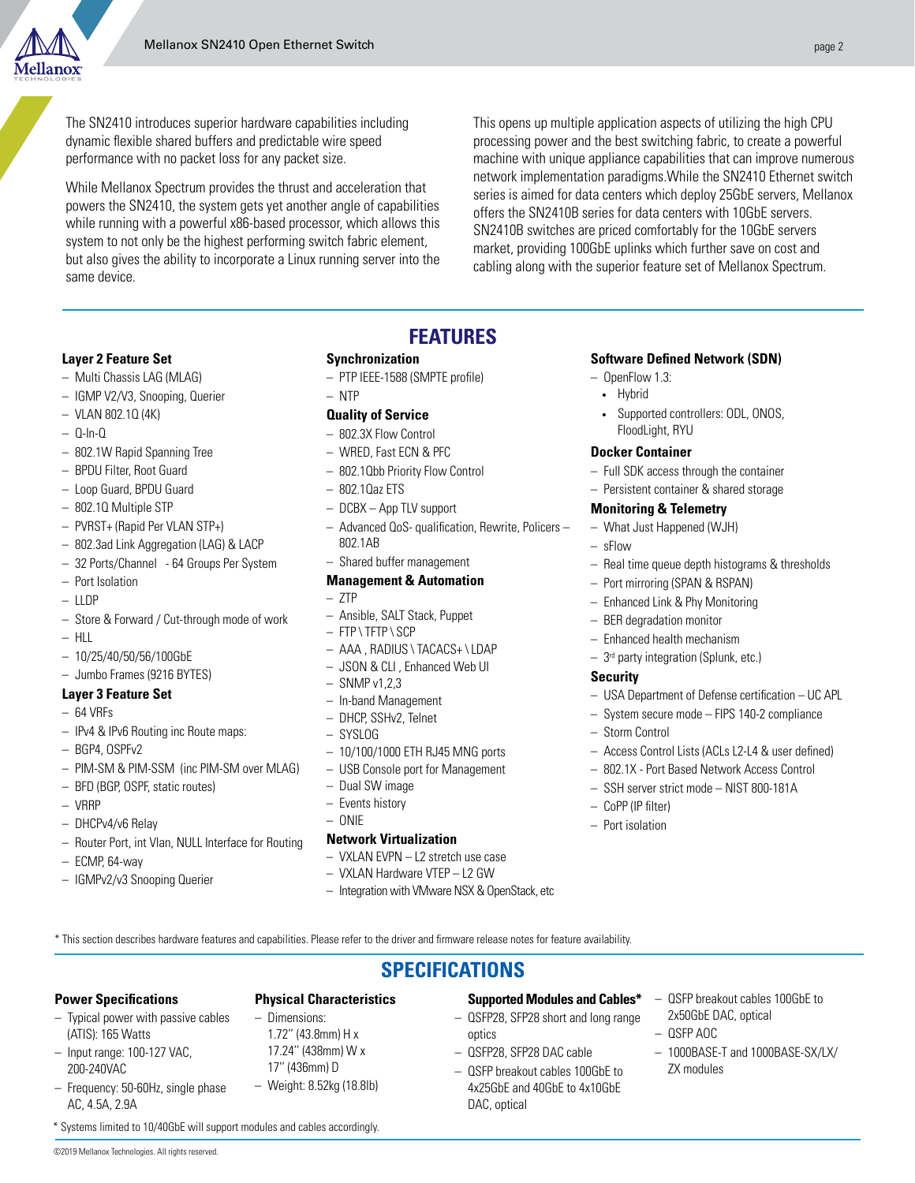The SN2410 introduces superior hardware capabilities including dynamic flexible shared buffers and predictable wire speed performance with no packet loss for any packet size.

While Mellanox Spectrum provides the thrust and acceleration that powers the SN2410, the system gets yet another angle of capabilities while running with a powerful x86-based processor, which allows this system to not only be the highest performing switch fabric element, but also gives the ability to incorporate a Linux running server into the same device.

This opens up multiple application aspects of utilizing the high CPU processing power and the best switching fabric, to create a powerful machine with unique appliance capabilities that can improve numerous network implementation paradigms.While the SN2410 Ethernet switch series is aimed for data centers which deploy 25GbE servers, Mellanox offers the SN2410B series for data centers with 10GbE servers. SN2410B switches are priced comfortably for the 10GbE servers market, providing 100GbE uplinks which further save on cost and cabling along with the superior feature set of Mellanox Spectrum.

## FEATURES

**Layer 2 Feature Set**

- Multi Chassis LAG (MLAG)
- IGMP V2/V3, Snooping, Querier
- VLAN 802.1Q (4K)
- Q-In-Q
- 802.1W Rapid Spanning Tree
- BPDU Filter, Root Guard
- Loop Guard, BPDU Guard
- 802.1Q Multiple STP
- PVRST+ (Rapid Per VLAN STP+)
- 802.3ad Link Aggregation (LAG) & LACP
- 32 Ports/Channel - 64 Groups Per System
- Port Isolation
- LLDP
- Store & Forward / Cut-through mode of work
- HLL
- 10/25/40/50/56/100GbE
- Jumbo Frames (9216 BYTES)

**Layer 3 Feature Set**

- 64 VRFs
- IPv4 & IPv6 Routing inc Route maps:
- BGP4, OSPFv2
- PIM-SM & PIM-SSM (inc PIM-SM over MLAG)
- BFD (BGP, OSPF, static routes)
- VRRP
- DHCPv4/v6 Relay
- Router Port, int Vlan, NULL Interface for Routing
- ECMP, 64-way
- IGMPv2/v3 Snooping Querier

**Synchronization**

- PTP IEEE-1588 (SMPTE profile)
- NTP

**Quality of Service**

- 802.3X Flow Control
- WRED, Fast ECN & PFC
- 802.1Qbb Priority Flow Control
- 802.1Qaz ETS
- DCBX – App TLV support
- Advanced QoS- qualification, Rewrite, Policers – 802.1AB
- Shared buffer management

**Management & Automation**

- ZTP
- Ansible, SALT Stack, Puppet
- FTP \ TFTP \ SCP
- AAA , RADIUS \ TACACS+ \ LDAP
- JSON & CLI , Enhanced Web UI
- SNMP v1,2,3
- In-band Management
- DHCP, SSHv2, Telnet
- SYSLOG
- 10/100/1000 ETH RJ45 MNG ports
- USB Console port for Management
- Dual SW image
- Events history
- ONIE

**Network Virtualization**

- VXLAN EVPN – L2 stretch use case
- VXLAN Hardware VTEP – L2 GW
- Integration with VMware NSX & OpenStack, etc

**Software Defined Network (SDN)**

- OpenFlow 1.3:
  - Hybrid
  - Supported controllers: ODL, ONOS, FloodLight, RYU

**Docker Container**

- Full SDK access through the container
- Persistent container & shared storage

**Monitoring & Telemetry**

- What Just Happened (WJH)
- sFlow
- Real time queue depth histograms & thresholds
- Port mirroring (SPAN & RSPAN)
- Enhanced Link & Phy Monitoring
- BER degradation monitor
- Enhanced health mechanism
- 3rd party integration (Splunk, etc.)

**Security**

- USA Department of Defense certification – UC APL
- System secure mode – FIPS 140-2 compliance
- Storm Control
- Access Control Lists (ACLs L2-L4 & user defined)
- 802.1X - Port Based Network Access Control
- SSH server strict mode – NIST 800-181A
- CoPP (IP filter)
- Port isolation

* This section describes hardware features and capabilities. Please refer to the driver and firmware release notes for feature availability.

## SPECIFICATIONS

**Power Specifications**

- Typical power with passive cables (ATIS): 165 Watts
- Input range: 100-127 VAC, 200-240VAC
- Frequency: 50-60Hz, single phase AC, 4.5A, 2.9A

**Physical Characteristics**

- Dimensions: 1.72" (43.8mm) H x 17.24" (438mm) W x 17" (436mm) D
- Weight: 8.52kg (18.8lb)

**Supported Modules and Cables***

- QSFP28, SFP28 short and long range optics
- QSFP28, SFP28 DAC cable
- QSFP breakout cables 100GbE to 4x25GbE and 40GbE to 4x10GbE DAC, optical
- QSFP breakout cables 100GbE to 2x50GbE DAC, optical
- QSFP AOC
- 1000BASE-T and 1000BASE-SX/LX/ZX modules

* Systems limited to 10/40GbE will support modules and cables accordingly.

©2019 Mellanox Technologies. All rights reserved.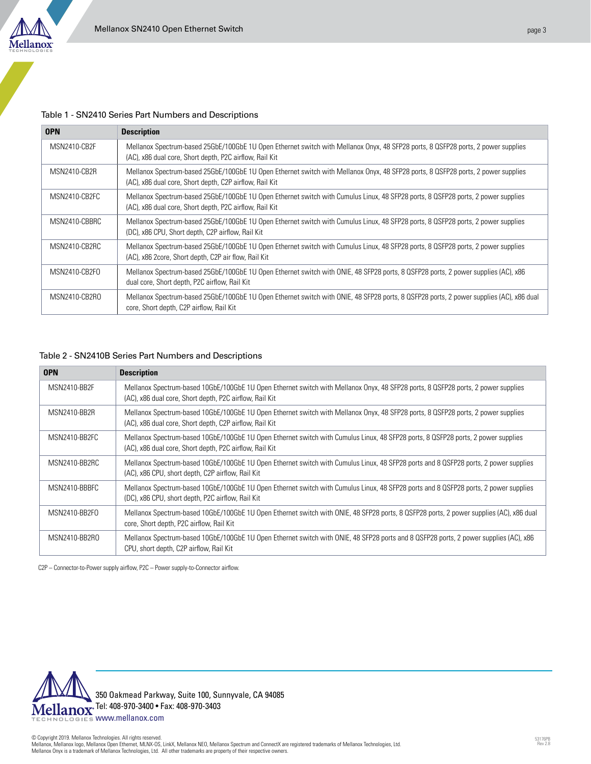Table 1 - SN2410 Series Part Numbers and Descriptions

| OPN | Description |
| --- | --- |
| MSN2410-CB2F | Mellanox Spectrum-based 25GbE/100GbE 1U Open Ethernet switch with Mellanox Onyx, 48 SFP28 ports, 8 QSFP28 ports, 2 power supplies (AC), x86 dual core, Short depth, P2C airflow, Rail Kit |
| MSN2410-CB2R | Mellanox Spectrum-based 25GbE/100GbE 1U Open Ethernet switch with Mellanox Onyx, 48 SFP28 ports, 8 QSFP28 ports, 2 power supplies (AC), x86 dual core, Short depth, C2P airflow, Rail Kit |
| MSN2410-CB2FC | Mellanox Spectrum-based 25GbE/100GbE 1U Open Ethernet switch with Cumulus Linux, 48 SFP28 ports, 8 QSFP28 ports, 2 power supplies (AC), x86 dual core, Short depth, P2C airflow, Rail Kit |
| MSN2410-CBBRC | Mellanox Spectrum-based 25GbE/100GbE 1U Open Ethernet switch with Cumulus Linux, 48 SFP28 ports, 8 QSFP28 ports, 2 power supplies (DC), x86 CPU, Short depth, C2P airflow, Rail Kit |
| MSN2410-CB2RC | Mellanox Spectrum-based 25GbE/100GbE 1U Open Ethernet switch with Cumulus Linux, 48 SFP28 ports, 8 QSFP28 ports, 2 power supplies (AC), x86 2core, Short depth, C2P air flow, Rail Kit |
| MSN2410-CB2FO | Mellanox Spectrum-based 25GbE/100GbE 1U Open Ethernet switch with ONIE, 48 SFP28 ports, 8 QSFP28 ports, 2 power supplies (AC), x86 dual core, Short depth, P2C airflow, Rail Kit |
| MSN2410-CB2RO | Mellanox Spectrum-based 25GbE/100GbE 1U Open Ethernet switch with ONIE, 48 SFP28 ports, 8 QSFP28 ports, 2 power supplies (AC), x86 dual core, Short depth, C2P airflow, Rail Kit |

Table 2 - SN2410B Series Part Numbers and Descriptions

| OPN | Description |
| --- | --- |
| MSN2410-BB2F | Mellanox Spectrum-based 10GbE/100GbE 1U Open Ethernet switch with Mellanox Onyx, 48 SFP28 ports, 8 QSFP28 ports, 2 power supplies (AC), x86 dual core, Short depth, P2C airflow, Rail Kit |
| MSN2410-BB2R | Mellanox Spectrum-based 10GbE/100GbE 1U Open Ethernet switch with Mellanox Onyx, 48 SFP28 ports, 8 QSFP28 ports, 2 power supplies (AC), x86 dual core, Short depth, C2P airflow, Rail Kit |
| MSN2410-BB2FC | Mellanox Spectrum-based 10GbE/100GbE 1U Open Ethernet switch with Cumulus Linux, 48 SFP28 ports, 8 QSFP28 ports, 2 power supplies (AC), x86 dual core, Short depth, P2C airflow, Rail Kit |
| MSN2410-BB2RC | Mellanox Spectrum-based 10GbE/100GbE 1U Open Ethernet switch with Cumulus Linux, 48 SFP28 ports and 8 QSFP28 ports, 2 power supplies (AC), x86 CPU, short depth, C2P airflow, Rail Kit |
| MSN2410-BBBFC | Mellanox Spectrum-based 10GbE/100GbE 1U Open Ethernet switch with Cumulus Linux, 48 SFP28 ports and 8 QSFP28 ports, 2 power supplies (DC), x86 CPU, short depth, P2C airflow, Rail Kit |
| MSN2410-BB2FO | Mellanox Spectrum-based 10GbE/100GbE 1U Open Ethernet switch with ONIE, 48 SFP28 ports, 8 QSFP28 ports, 2 power supplies (AC), x86 dual core, Short depth, P2C airflow, Rail Kit |
| MSN2410-BB2RO | Mellanox Spectrum-based 10GbE/100GbE 1U Open Ethernet switch with ONIE, 48 SFP28 ports and 8 QSFP28 ports, 2 power supplies (AC), x86 CPU, short depth, C2P airflow, Rail Kit |

C2P – Connector-to-Power supply airflow, P2C – Power supply-to-Connector airflow.

350 Oakmead Parkway, Suite 100, Sunnyvale, CA 94085
Tel: 408-970-3400 • Fax: 408-970-3403
www.mellanox.com

© Copyright 2019. Mellanox Technologies. All rights reserved.
Mellanox, Mellanox logo, Mellanox Open Ethernet, MLNX-OS, LinkX, Mellanox NEO, Mellanox Spectrum and ConnectX are registered trademarks of Mellanox Technologies, Ltd.
Mellanox Onyx is a trademark of Mellanox Technologies, Ltd. All other trademarks are property of their respective owners.

53176PB
Rev 2.8